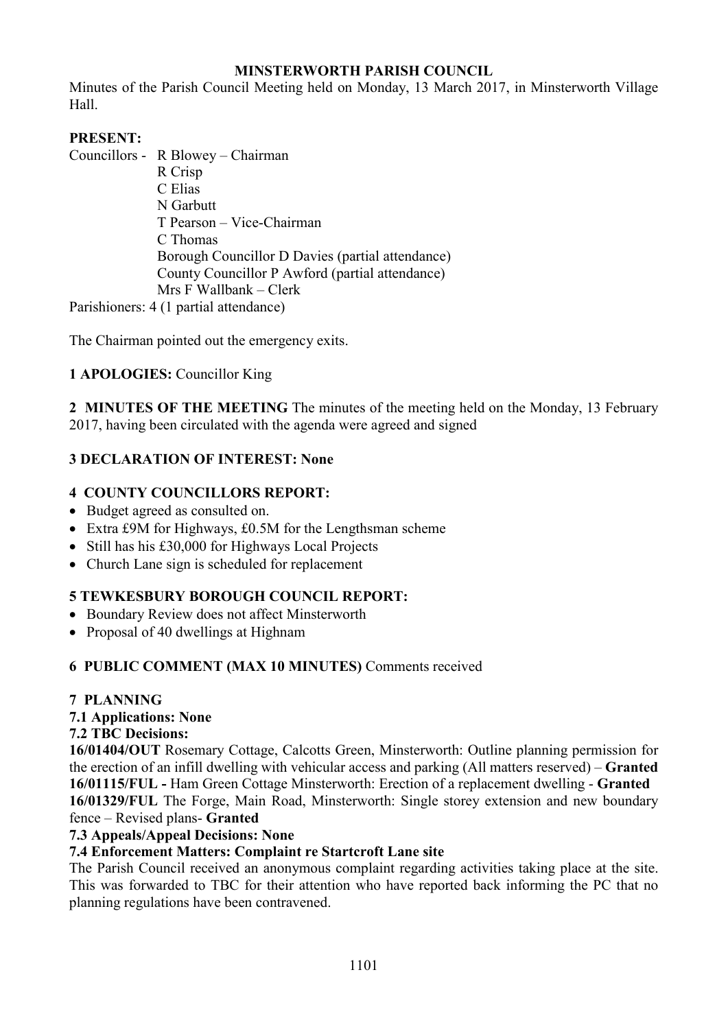# MINSTERWORTH PARISH COUNCIL

Minutes of the Parish Council Meeting held on Monday, 13 March 2017, in Minsterworth Village Hall.

**PRESENT:**

Councillors - R Blowey – Chairman
R Crisp
C Elias
N Garbutt
T Pearson – Vice-Chairman
C Thomas
Borough Councillor D Davies (partial attendance)
County Councillor P Awford (partial attendance)
Mrs F Wallbank – Clerk

Parishioners: 4 (1 partial attendance)

The Chairman pointed out the emergency exits.

**1 APOLOGIES:** Councillor King

**2 MINUTES OF THE MEETING** The minutes of the meeting held on the Monday, 13 February 2017, having been circulated with the agenda were agreed and signed

**3 DECLARATION OF INTEREST: None**

**4 COUNTY COUNCILLORS REPORT:**

- Budget agreed as consulted on.
- Extra £9M for Highways, £0.5M for the Lengthsman scheme
- Still has his £30,000 for Highways Local Projects
- Church Lane sign is scheduled for replacement

**5 TEWKESBURY BOROUGH COUNCIL REPORT:**

- Boundary Review does not affect Minsterworth
- Proposal of 40 dwellings at Highnam

**6 PUBLIC COMMENT (MAX 10 MINUTES)** Comments received

**7 PLANNING**

**7.1 Applications: None**

**7.2 TBC Decisions:**

**16/01404/OUT** Rosemary Cottage, Calcotts Green, Minsterworth: Outline planning permission for the erection of an infill dwelling with vehicular access and parking (All matters reserved) – **Granted**

**16/01115/FUL -** Ham Green Cottage Minsterworth: Erection of a replacement dwelling - **Granted**

**16/01329/FUL** The Forge, Main Road, Minsterworth: Single storey extension and new boundary fence – Revised plans- **Granted**

**7.3 Appeals/Appeal Decisions: None**

**7.4 Enforcement Matters: Complaint re Startcroft Lane site**

The Parish Council received an anonymous complaint regarding activities taking place at the site. This was forwarded to TBC for their attention who have reported back informing the PC that no planning regulations have been contravened.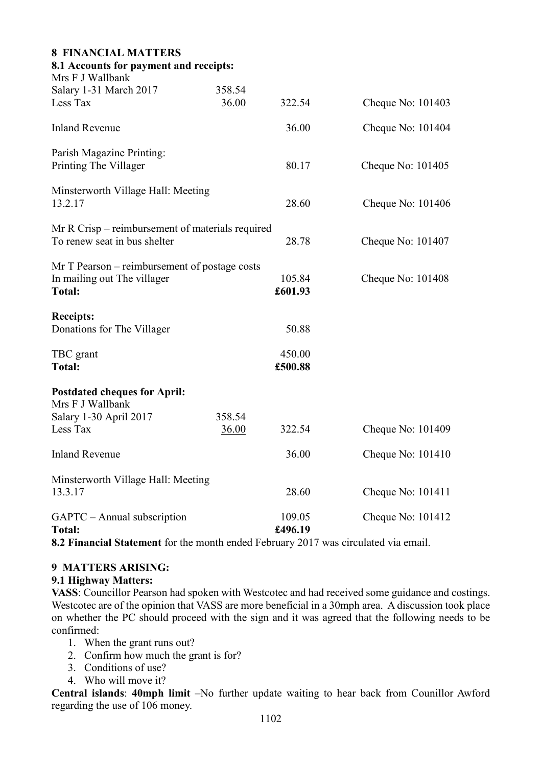## 8 FINANCIAL MATTERS

### 8.1 Accounts for payment and receipts:

| | | | |
|---|---|---|---|
| Mrs F J Wallbank | | | |
| Salary 1-31 March 2017 | 358.54 | | |
| Less Tax | 36.00 | 322.54 | Cheque No: 101403 |
| Inland Revenue | | 36.00 | Cheque No: 101404 |
| Parish Magazine Printing: | | | |
| Printing The Villager | | 80.17 | Cheque No: 101405 |
| Minsterworth Village Hall: Meeting 13.2.17 | | 28.60 | Cheque No: 101406 |
| Mr R Crisp – reimbursement of materials required To renew seat in bus shelter | | 28.78 | Cheque No: 101407 |
| Mr T Pearson – reimbursement of postage costs In mailing out The villager | | 105.84 | Cheque No: 101408 |
| **Total:** | | **£601.93** | |

| | |
|---|---|
| **Receipts:** | |
| Donations for The Villager | 50.88 |
| TBC grant | 450.00 |
| **Total:** | **£500.88** |

**Postdated cheques for April:**

| | | | |
|---|---|---|---|
| Mrs F J Wallbank | | | |
| Salary 1-30 April 2017 | 358.54 | | |
| Less Tax | 36.00 | 322.54 | Cheque No: 101409 |
| Inland Revenue | | 36.00 | Cheque No: 101410 |
| Minsterworth Village Hall: Meeting 13.3.17 | | 28.60 | Cheque No: 101411 |
| GAPTC – Annual subscription | | 109.05 | Cheque No: 101412 |
| **Total:** | | **£496.19** | |

**8.2 Financial Statement** for the month ended February 2017 was circulated via email.

## 9 MATTERS ARISING:

### 9.1 Highway Matters:

**VASS**: Councillor Pearson had spoken with Westcotec and had received some guidance and costings. Westcotec are of the opinion that VASS are more beneficial in a 30mph area. A discussion took place on whether the PC should proceed with the sign and it was agreed that the following needs to be confirmed:

1. When the grant runs out?
2. Confirm how much the grant is for?
3. Conditions of use?
4. Who will move it?

**Central islands**: **40mph limit** –No further update waiting to hear back from Counillor Awford regarding the use of 106 money.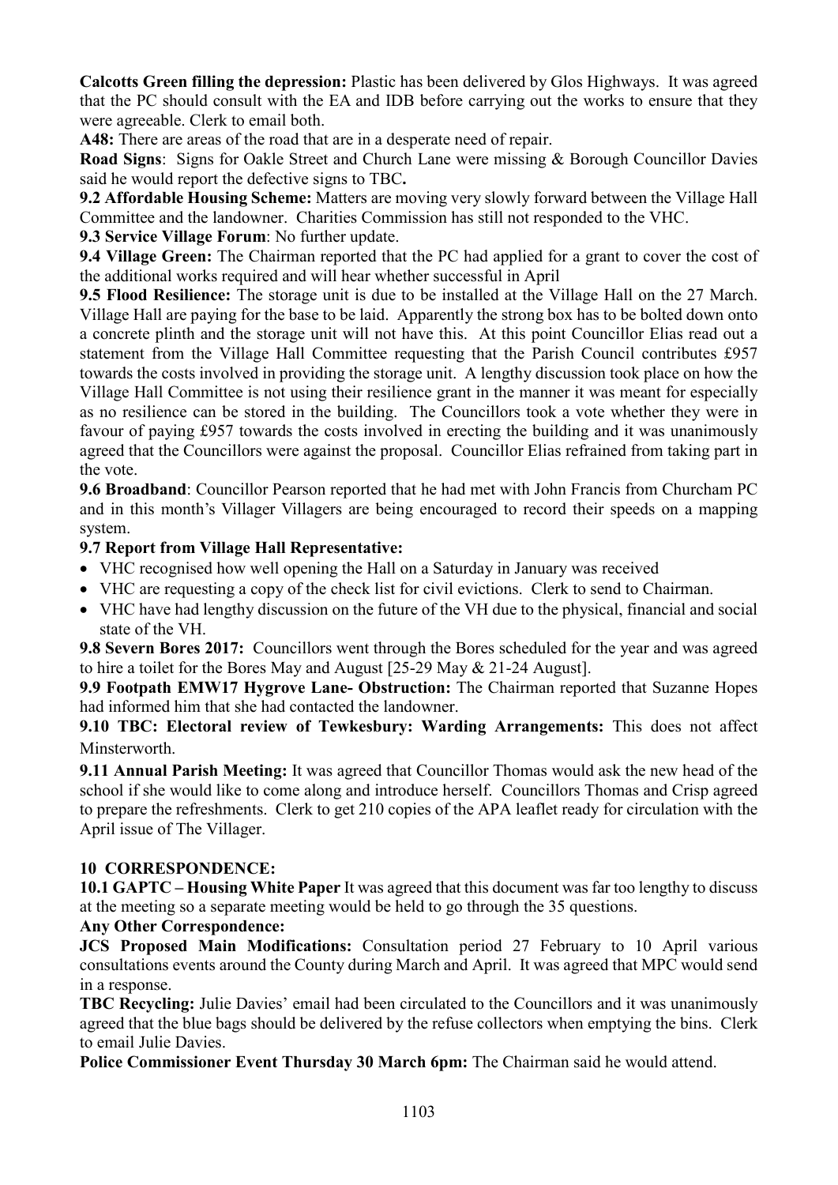**Calcotts Green filling the depression:** Plastic has been delivered by Glos Highways. It was agreed that the PC should consult with the EA and IDB before carrying out the works to ensure that they were agreeable. Clerk to email both.

**A48:** There are areas of the road that are in a desperate need of repair.

**Road Signs**: Signs for Oakle Street and Church Lane were missing & Borough Councillor Davies said he would report the defective signs to TBC**.**

**9.2 Affordable Housing Scheme:** Matters are moving very slowly forward between the Village Hall Committee and the landowner. Charities Commission has still not responded to the VHC.

**9.3 Service Village Forum**: No further update.

**9.4 Village Green:** The Chairman reported that the PC had applied for a grant to cover the cost of the additional works required and will hear whether successful in April

**9.5 Flood Resilience:** The storage unit is due to be installed at the Village Hall on the 27 March. Village Hall are paying for the base to be laid. Apparently the strong box has to be bolted down onto a concrete plinth and the storage unit will not have this. At this point Councillor Elias read out a statement from the Village Hall Committee requesting that the Parish Council contributes £957 towards the costs involved in providing the storage unit. A lengthy discussion took place on how the Village Hall Committee is not using their resilience grant in the manner it was meant for especially as no resilience can be stored in the building. The Councillors took a vote whether they were in favour of paying £957 towards the costs involved in erecting the building and it was unanimously agreed that the Councillors were against the proposal. Councillor Elias refrained from taking part in the vote.

**9.6 Broadband**: Councillor Pearson reported that he had met with John Francis from Churcham PC and in this month's Villager Villagers are being encouraged to record their speeds on a mapping system.

**9.7 Report from Village Hall Representative:**

- VHC recognised how well opening the Hall on a Saturday in January was received
- VHC are requesting a copy of the check list for civil evictions. Clerk to send to Chairman.
- VHC have had lengthy discussion on the future of the VH due to the physical, financial and social state of the VH.

**9.8 Severn Bores 2017:** Councillors went through the Bores scheduled for the year and was agreed to hire a toilet for the Bores May and August [25-29 May & 21-24 August].

**9.9 Footpath EMW17 Hygrove Lane- Obstruction:** The Chairman reported that Suzanne Hopes had informed him that she had contacted the landowner.

**9.10 TBC: Electoral review of Tewkesbury: Warding Arrangements:** This does not affect Minsterworth.

**9.11 Annual Parish Meeting:** It was agreed that Councillor Thomas would ask the new head of the school if she would like to come along and introduce herself. Councillors Thomas and Crisp agreed to prepare the refreshments. Clerk to get 210 copies of the APA leaflet ready for circulation with the April issue of The Villager.

**10 CORRESPONDENCE:**

**10.1 GAPTC – Housing White Paper** It was agreed that this document was far too lengthy to discuss at the meeting so a separate meeting would be held to go through the 35 questions.

**Any Other Correspondence:**

**JCS Proposed Main Modifications:** Consultation period 27 February to 10 April various consultations events around the County during March and April. It was agreed that MPC would send in a response.

**TBC Recycling:** Julie Davies' email had been circulated to the Councillors and it was unanimously agreed that the blue bags should be delivered by the refuse collectors when emptying the bins. Clerk to email Julie Davies.

**Police Commissioner Event Thursday 30 March 6pm:** The Chairman said he would attend.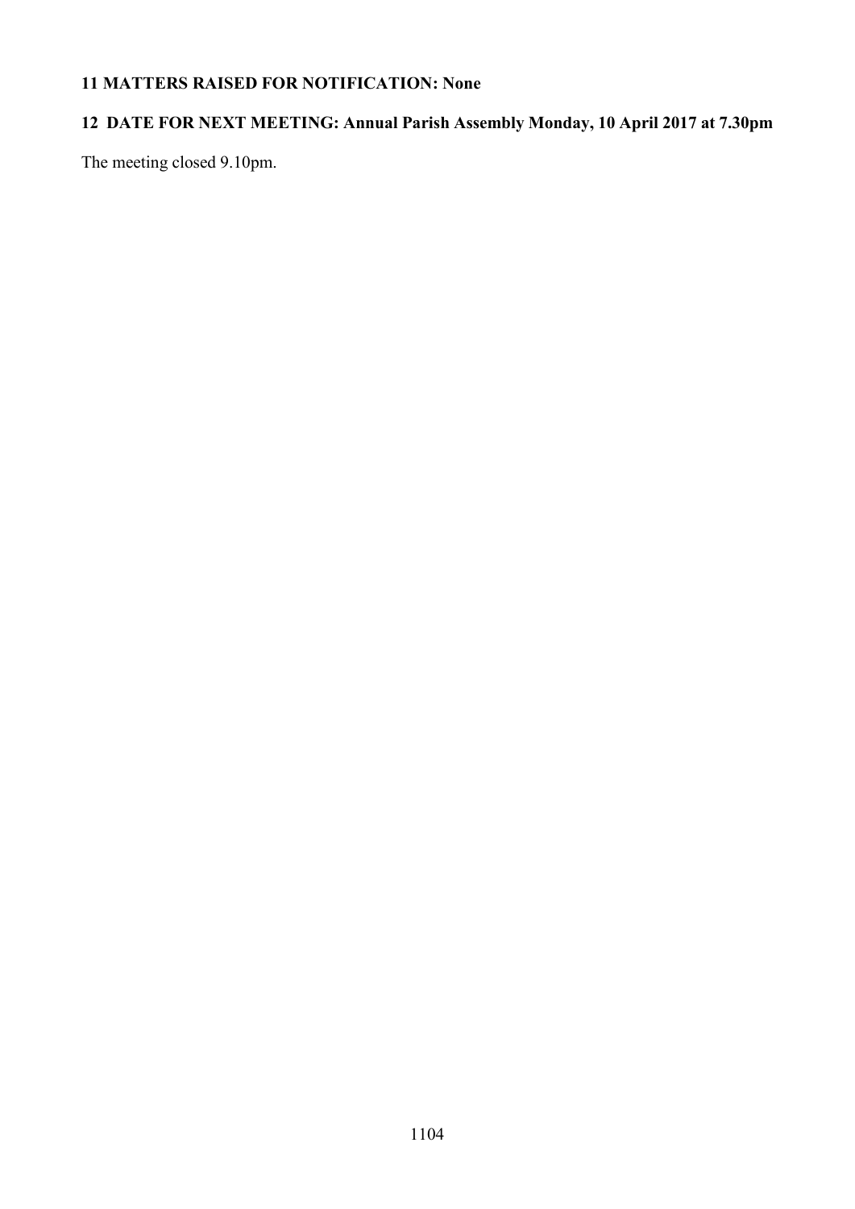**11 MATTERS RAISED FOR NOTIFICATION: None**

**12 DATE FOR NEXT MEETING: Annual Parish Assembly Monday, 10 April 2017 at 7.30pm**

The meeting closed 9.10pm.